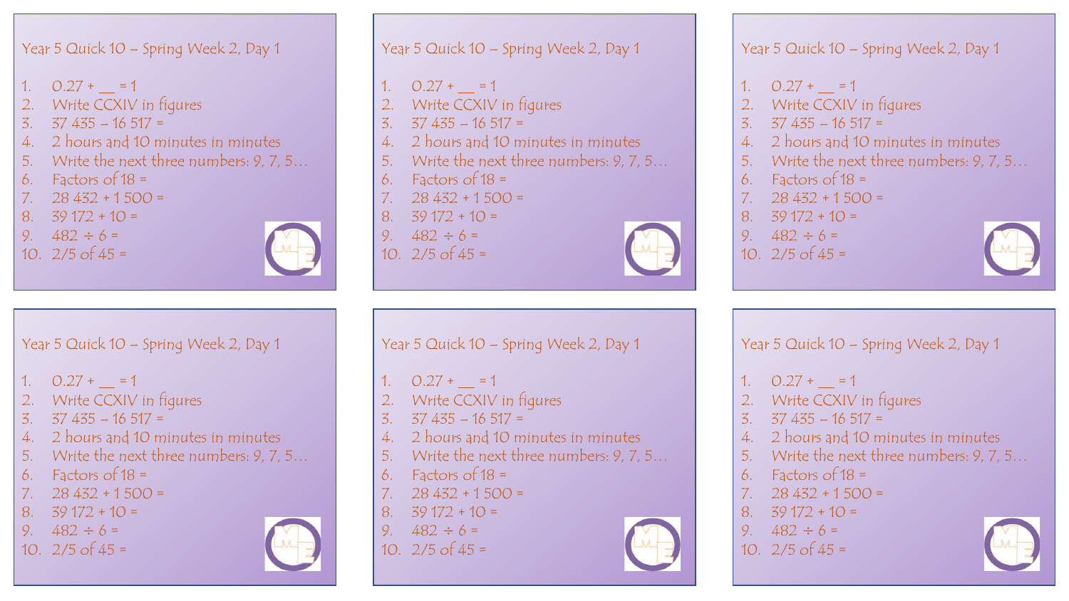Year 5 Quick 10 – Spring Week 2, Day 1

1. 0.27 + __ = 1
2. Write CCXIV in figures
3. 37 435 – 16 517 =
4. 2 hours and 10 minutes in minutes
5. Write the next three numbers: 9, 7, 5…
6. Factors of 18 =
7. 28 432 + 1 500 =
8. 39 172 + 10 =
9. 482 ÷ 6 =
10. 2/5 of 45 =

Year 5 Quick 10 – Spring Week 2, Day 1

1. 0.27 + __ = 1
2. Write CCXIV in figures
3. 37 435 – 16 517 =
4. 2 hours and 10 minutes in minutes
5. Write the next three numbers: 9, 7, 5…
6. Factors of 18 =
7. 28 432 + 1 500 =
8. 39 172 + 10 =
9. 482 ÷ 6 =
10. 2/5 of 45 =

Year 5 Quick 10 – Spring Week 2, Day 1

1. 0.27 + __ = 1
2. Write CCXIV in figures
3. 37 435 – 16 517 =
4. 2 hours and 10 minutes in minutes
5. Write the next three numbers: 9, 7, 5…
6. Factors of 18 =
7. 28 432 + 1 500 =
8. 39 172 + 10 =
9. 482 ÷ 6 =
10. 2/5 of 45 =

Year 5 Quick 10 – Spring Week 2, Day 1

1. 0.27 + __ = 1
2. Write CCXIV in figures
3. 37 435 – 16 517 =
4. 2 hours and 10 minutes in minutes
5. Write the next three numbers: 9, 7, 5…
6. Factors of 18 =
7. 28 432 + 1 500 =
8. 39 172 + 10 =
9. 482 ÷ 6 =
10. 2/5 of 45 =

Year 5 Quick 10 – Spring Week 2, Day 1

1. 0.27 + __ = 1
2. Write CCXIV in figures
3. 37 435 – 16 517 =
4. 2 hours and 10 minutes in minutes
5. Write the next three numbers: 9, 7, 5…
6. Factors of 18 =
7. 28 432 + 1 500 =
8. 39 172 + 10 =
9. 482 ÷ 6 =
10. 2/5 of 45 =

Year 5 Quick 10 – Spring Week 2, Day 1

1. 0.27 + __ = 1
2. Write CCXIV in figures
3. 37 435 – 16 517 =
4. 2 hours and 10 minutes in minutes
5. Write the next three numbers: 9, 7, 5…
6. Factors of 18 =
7. 28 432 + 1 500 =
8. 39 172 + 10 =
9. 482 ÷ 6 =
10. 2/5 of 45 =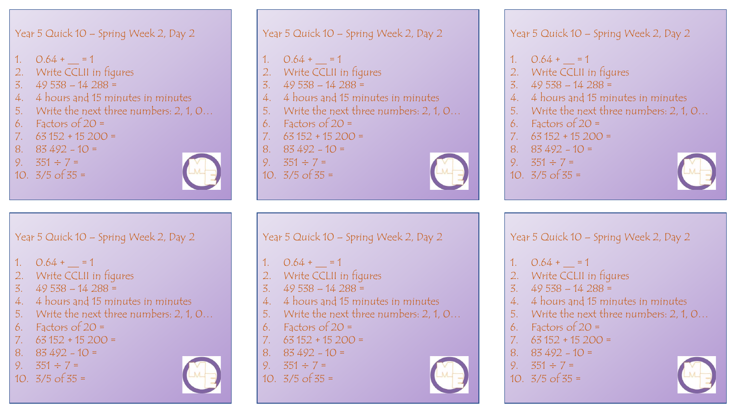## Year 5 Quick 10 – Spring Week 2, Day 2

1. 0.64 + __ = 1
2. Write CCLII in figures
3. 49 538 – 14 288 =
4. 4 hours and 15 minutes in minutes
5. Write the next three numbers: 2, 1, 0…
6. Factors of 20 =
7. 63 152 + 15 200 =
8. 83 492 - 10 =
9. 351 ÷ 7 =
10. 3/5 of 35 =

## Year 5 Quick 10 – Spring Week 2, Day 2

1. 0.64 + __ = 1
2. Write CCLII in figures
3. 49 538 – 14 288 =
4. 4 hours and 15 minutes in minutes
5. Write the next three numbers: 2, 1, 0…
6. Factors of 20 =
7. 63 152 + 15 200 =
8. 83 492 - 10 =
9. 351 ÷ 7 =
10. 3/5 of 35 =

## Year 5 Quick 10 – Spring Week 2, Day 2

1. 0.64 + __ = 1
2. Write CCLII in figures
3. 49 538 – 14 288 =
4. 4 hours and 15 minutes in minutes
5. Write the next three numbers: 2, 1, 0…
6. Factors of 20 =
7. 63 152 + 15 200 =
8. 83 492 - 10 =
9. 351 ÷ 7 =
10. 3/5 of 35 =

## Year 5 Quick 10 – Spring Week 2, Day 2

1. 0.64 + __ = 1
2. Write CCLII in figures
3. 49 538 – 14 288 =
4. 4 hours and 15 minutes in minutes
5. Write the next three numbers: 2, 1, 0…
6. Factors of 20 =
7. 63 152 + 15 200 =
8. 83 492 - 10 =
9. 351 ÷ 7 =
10. 3/5 of 35 =

## Year 5 Quick 10 – Spring Week 2, Day 2

1. 0.64 + __ = 1
2. Write CCLII in figures
3. 49 538 – 14 288 =
4. 4 hours and 15 minutes in minutes
5. Write the next three numbers: 2, 1, 0…
6. Factors of 20 =
7. 63 152 + 15 200 =
8. 83 492 - 10 =
9. 351 ÷ 7 =
10. 3/5 of 35 =

## Year 5 Quick 10 – Spring Week 2, Day 2

1. 0.64 + __ = 1
2. Write CCLII in figures
3. 49 538 – 14 288 =
4. 4 hours and 15 minutes in minutes
5. Write the next three numbers: 2, 1, 0…
6. Factors of 20 =
7. 63 152 + 15 200 =
8. 83 492 - 10 =
9. 351 ÷ 7 =
10. 3/5 of 35 =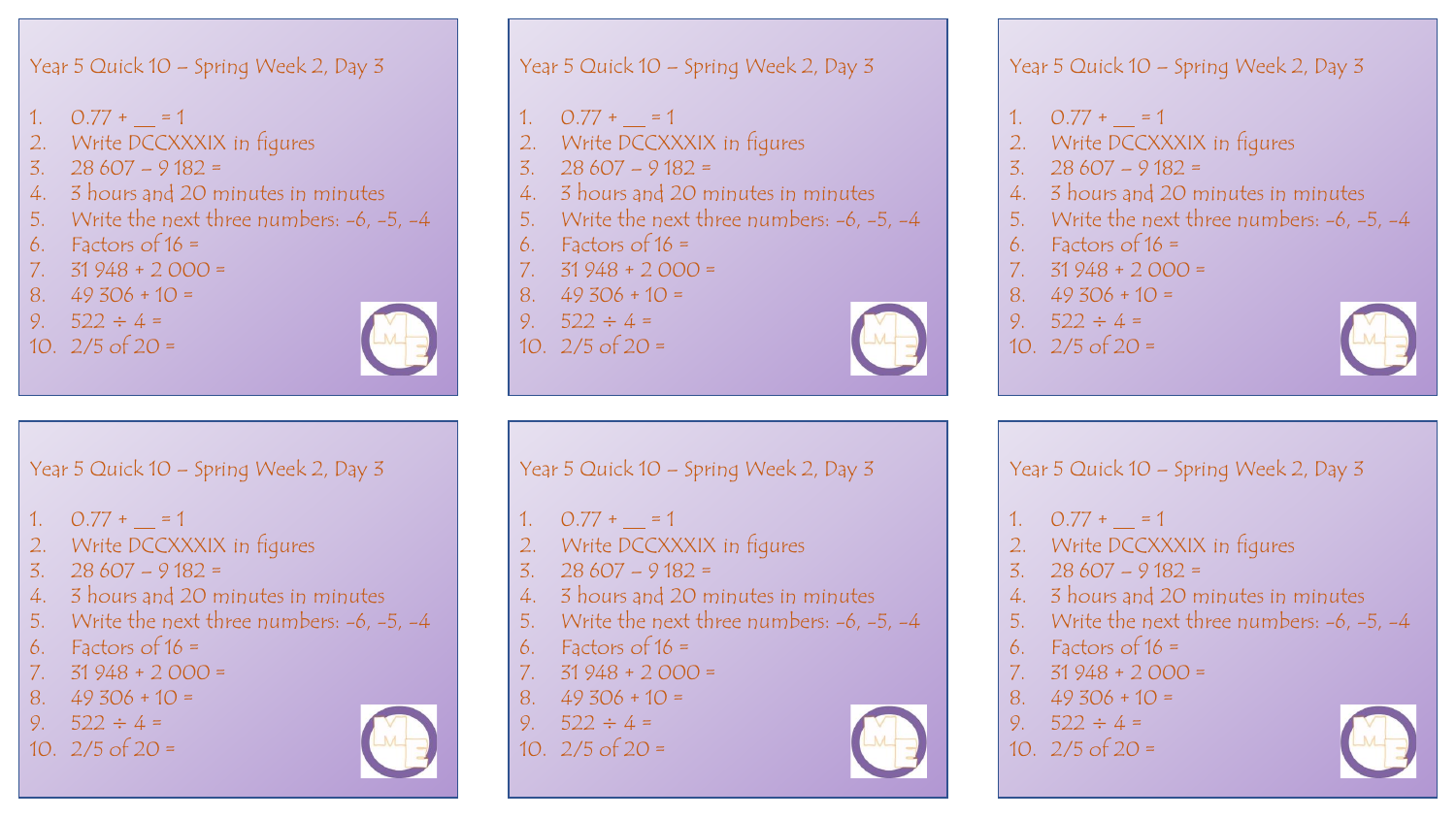Year 5 Quick 10 – Spring Week 2, Day 3

1. 0.77 + __ = 1
2. Write DCCXXXIX in figures
3. 28 607 – 9 182 =
4. 3 hours and 20 minutes in minutes
5. Write the next three numbers: -6, -5, -4
6. Factors of 16 =
7. 31 948 + 2 000 =
8. 49 306 + 10 =
9. 522 ÷ 4 =
10. 2/5 of 20 =

Year 5 Quick 10 – Spring Week 2, Day 3

1. 0.77 + __ = 1
2. Write DCCXXXIX in figures
3. 28 607 – 9 182 =
4. 3 hours and 20 minutes in minutes
5. Write the next three numbers: -6, -5, -4
6. Factors of 16 =
7. 31 948 + 2 000 =
8. 49 306 + 10 =
9. 522 ÷ 4 =
10. 2/5 of 20 =

Year 5 Quick 10 – Spring Week 2, Day 3

1. 0.77 + __ = 1
2. Write DCCXXXIX in figures
3. 28 607 – 9 182 =
4. 3 hours and 20 minutes in minutes
5. Write the next three numbers: -6, -5, -4
6. Factors of 16 =
7. 31 948 + 2 000 =
8. 49 306 + 10 =
9. 522 ÷ 4 =
10. 2/5 of 20 =

Year 5 Quick 10 – Spring Week 2, Day 3

1. 0.77 + __ = 1
2. Write DCCXXXIX in figures
3. 28 607 – 9 182 =
4. 3 hours and 20 minutes in minutes
5. Write the next three numbers: -6, -5, -4
6. Factors of 16 =
7. 31 948 + 2 000 =
8. 49 306 + 10 =
9. 522 ÷ 4 =
10. 2/5 of 20 =

Year 5 Quick 10 – Spring Week 2, Day 3

1. 0.77 + __ = 1
2. Write DCCXXXIX in figures
3. 28 607 – 9 182 =
4. 3 hours and 20 minutes in minutes
5. Write the next three numbers: -6, -5, -4
6. Factors of 16 =
7. 31 948 + 2 000 =
8. 49 306 + 10 =
9. 522 ÷ 4 =
10. 2/5 of 20 =

Year 5 Quick 10 – Spring Week 2, Day 3

1. 0.77 + __ = 1
2. Write DCCXXXIX in figures
3. 28 607 – 9 182 =
4. 3 hours and 20 minutes in minutes
5. Write the next three numbers: -6, -5, -4
6. Factors of 16 =
7. 31 948 + 2 000 =
8. 49 306 + 10 =
9. 522 ÷ 4 =
10. 2/5 of 20 =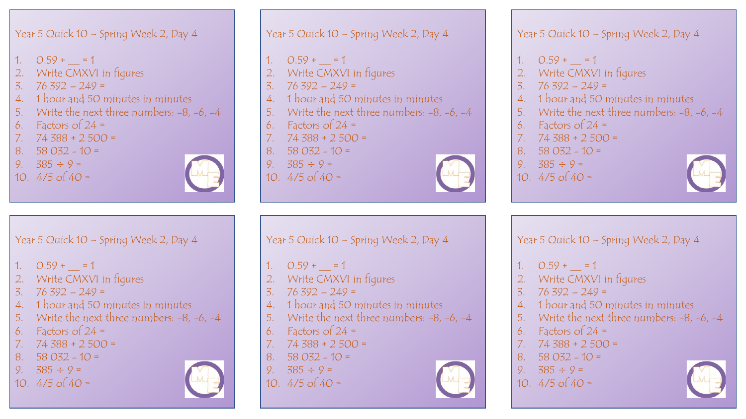## Year 5 Quick 10 – Spring Week 2, Day 4

1. 0.59 + __ = 1
2. Write CMXVI in figures
3. 76 392 – 249 =
4. 1 hour and 50 minutes in minutes
5. Write the next three numbers: -8, -6, -4
6. Factors of 24 =
7. 74 388 + 2 500 =
8. 58 032 - 10 =
9. 385 ÷ 9 =
10. 4/5 of 40 =

## Year 5 Quick 10 – Spring Week 2, Day 4

1. 0.59 + __ = 1
2. Write CMXVI in figures
3. 76 392 – 249 =
4. 1 hour and 50 minutes in minutes
5. Write the next three numbers: -8, -6, -4
6. Factors of 24 =
7. 74 388 + 2 500 =
8. 58 032 - 10 =
9. 385 ÷ 9 =
10. 4/5 of 40 =

## Year 5 Quick 10 – Spring Week 2, Day 4

1. 0.59 + __ = 1
2. Write CMXVI in figures
3. 76 392 – 249 =
4. 1 hour and 50 minutes in minutes
5. Write the next three numbers: -8, -6, -4
6. Factors of 24 =
7. 74 388 + 2 500 =
8. 58 032 - 10 =
9. 385 ÷ 9 =
10. 4/5 of 40 =

## Year 5 Quick 10 – Spring Week 2, Day 4

1. 0.59 + __ = 1
2. Write CMXVI in figures
3. 76 392 – 249 =
4. 1 hour and 50 minutes in minutes
5. Write the next three numbers: -8, -6, -4
6. Factors of 24 =
7. 74 388 + 2 500 =
8. 58 032 - 10 =
9. 385 ÷ 9 =
10. 4/5 of 40 =

## Year 5 Quick 10 – Spring Week 2, Day 4

1. 0.59 + __ = 1
2. Write CMXVI in figures
3. 76 392 – 249 =
4. 1 hour and 50 minutes in minutes
5. Write the next three numbers: -8, -6, -4
6. Factors of 24 =
7. 74 388 + 2 500 =
8. 58 032 - 10 =
9. 385 ÷ 9 =
10. 4/5 of 40 =

## Year 5 Quick 10 – Spring Week 2, Day 4

1. 0.59 + __ = 1
2. Write CMXVI in figures
3. 76 392 – 249 =
4. 1 hour and 50 minutes in minutes
5. Write the next three numbers: -8, -6, -4
6. Factors of 24 =
7. 74 388 + 2 500 =
8. 58 032 - 10 =
9. 385 ÷ 9 =
10. 4/5 of 40 =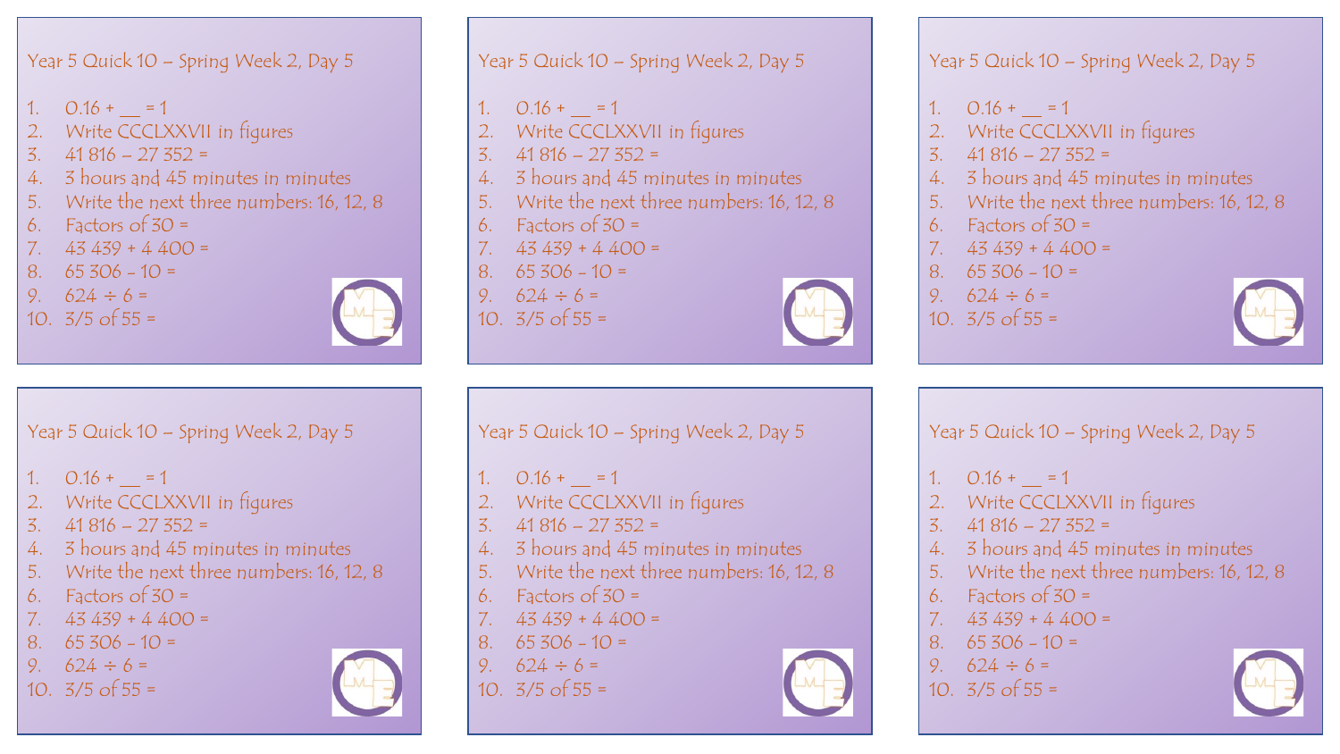Year 5 Quick 10 – Spring Week 2, Day 5

1. 0.16 + __ = 1
2. Write CCCLXXVII in figures
3. 41 816 – 27 352 =
4. 3 hours and 45 minutes in minutes
5. Write the next three numbers: 16, 12, 8
6. Factors of 30 =
7. 43 439 + 4 400 =
8. 65 306 - 10 =
9. 624 ÷ 6 =
10. 3/5 of 55 =

Year 5 Quick 10 – Spring Week 2, Day 5

1. 0.16 + __ = 1
2. Write CCCLXXVII in figures
3. 41 816 – 27 352 =
4. 3 hours and 45 minutes in minutes
5. Write the next three numbers: 16, 12, 8
6. Factors of 30 =
7. 43 439 + 4 400 =
8. 65 306 - 10 =
9. 624 ÷ 6 =
10. 3/5 of 55 =

Year 5 Quick 10 – Spring Week 2, Day 5

1. 0.16 + __ = 1
2. Write CCCLXXVII in figures
3. 41 816 – 27 352 =
4. 3 hours and 45 minutes in minutes
5. Write the next three numbers: 16, 12, 8
6. Factors of 30 =
7. 43 439 + 4 400 =
8. 65 306 - 10 =
9. 624 ÷ 6 =
10. 3/5 of 55 =

Year 5 Quick 10 – Spring Week 2, Day 5

1. 0.16 + __ = 1
2. Write CCCLXXVII in figures
3. 41 816 – 27 352 =
4. 3 hours and 45 minutes in minutes
5. Write the next three numbers: 16, 12, 8
6. Factors of 30 =
7. 43 439 + 4 400 =
8. 65 306 - 10 =
9. 624 ÷ 6 =
10. 3/5 of 55 =

Year 5 Quick 10 – Spring Week 2, Day 5

1. 0.16 + __ = 1
2. Write CCCLXXVII in figures
3. 41 816 – 27 352 =
4. 3 hours and 45 minutes in minutes
5. Write the next three numbers: 16, 12, 8
6. Factors of 30 =
7. 43 439 + 4 400 =
8. 65 306 - 10 =
9. 624 ÷ 6 =
10. 3/5 of 55 =

Year 5 Quick 10 – Spring Week 2, Day 5

1. 0.16 + __ = 1
2. Write CCCLXXVII in figures
3. 41 816 – 27 352 =
4. 3 hours and 45 minutes in minutes
5. Write the next three numbers: 16, 12, 8
6. Factors of 30 =
7. 43 439 + 4 400 =
8. 65 306 - 10 =
9. 624 ÷ 6 =
10. 3/5 of 55 =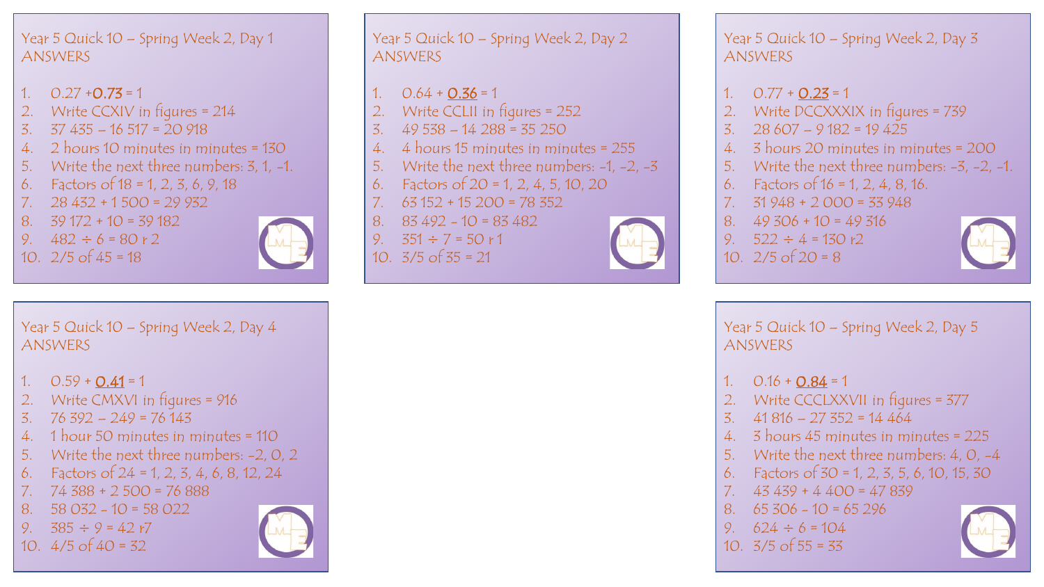## Year 5 Quick 10 – Spring Week 2, Day 1
ANSWERS

1. 0.27 +**0.73** = 1
2. Write CCXIV in figures = 214
3. 37 435 – 16 517 = 20 918
4. 2 hours 10 minutes in minutes = 130
5. Write the next three numbers: 3, 1, -1.
6. Factors of 18 = 1, 2, 3, 6, 9, 18
7. 28 432 + 1 500 = 29 932
8. 39 172 + 10 = 39 182
9. 482 ÷ 6 = 80 r 2
10. 2/5 of 45 = 18

## Year 5 Quick 10 – Spring Week 2, Day 2
ANSWERS

1. 0.64 + **0.36** = 1
2. Write CCLII in figures = 252
3. 49 538 – 14 288 = 35 250
4. 4 hours 15 minutes in minutes = 255
5. Write the next three numbers: -1, -2, -3
6. Factors of 20 = 1, 2, 4, 5, 10, 20
7. 63 152 + 15 200 = 78 352
8. 83 492 - 10 = 83 482
9. 351 ÷ 7 = 50 r 1
10. 3/5 of 35 = 21

## Year 5 Quick 10 – Spring Week 2, Day 3
ANSWERS

1. 0.77 + **0.23** = 1
2. Write DCCXXXIX in figures = 739
3. 28 607 – 9 182 = 19 425
4. 3 hours 20 minutes in minutes = 200
5. Write the next three numbers: -3, -2, -1.
6. Factors of 16 = 1, 2, 4, 8, 16.
7. 31 948 + 2 000 = 33 948
8. 49 306 + 10 = 49 316
9. 522 ÷ 4 = 130 r2
10. 2/5 of 20 = 8

## Year 5 Quick 10 – Spring Week 2, Day 4
ANSWERS

1. 0.59 + **0.41** = 1
2. Write CMXVI in figures = 916
3. 76 392 – 249 = 76 143
4. 1 hour 50 minutes in minutes = 110
5. Write the next three numbers: -2, 0, 2
6. Factors of 24 = 1, 2, 3, 4, 6, 8, 12, 24
7. 74 388 + 2 500 = 76 888
8. 58 032 - 10 = 58 022
9. 385 ÷ 9 = 42 r7
10. 4/5 of 40 = 32

## Year 5 Quick 10 – Spring Week 2, Day 5
ANSWERS

1. 0.16 + **0.84** = 1
2. Write CCCLXXVII in figures = 377
3. 41 816 – 27 352 = 14 464
4. 3 hours 45 minutes in minutes = 225
5. Write the next three numbers: 4, 0, -4
6. Factors of 30 = 1, 2, 3, 5, 6, 10, 15, 30
7. 43 439 + 4 400 = 47 839
8. 65 306 - 10 = 65 296
9. 624 ÷ 6 = 104
10. 3/5 of 55 = 33